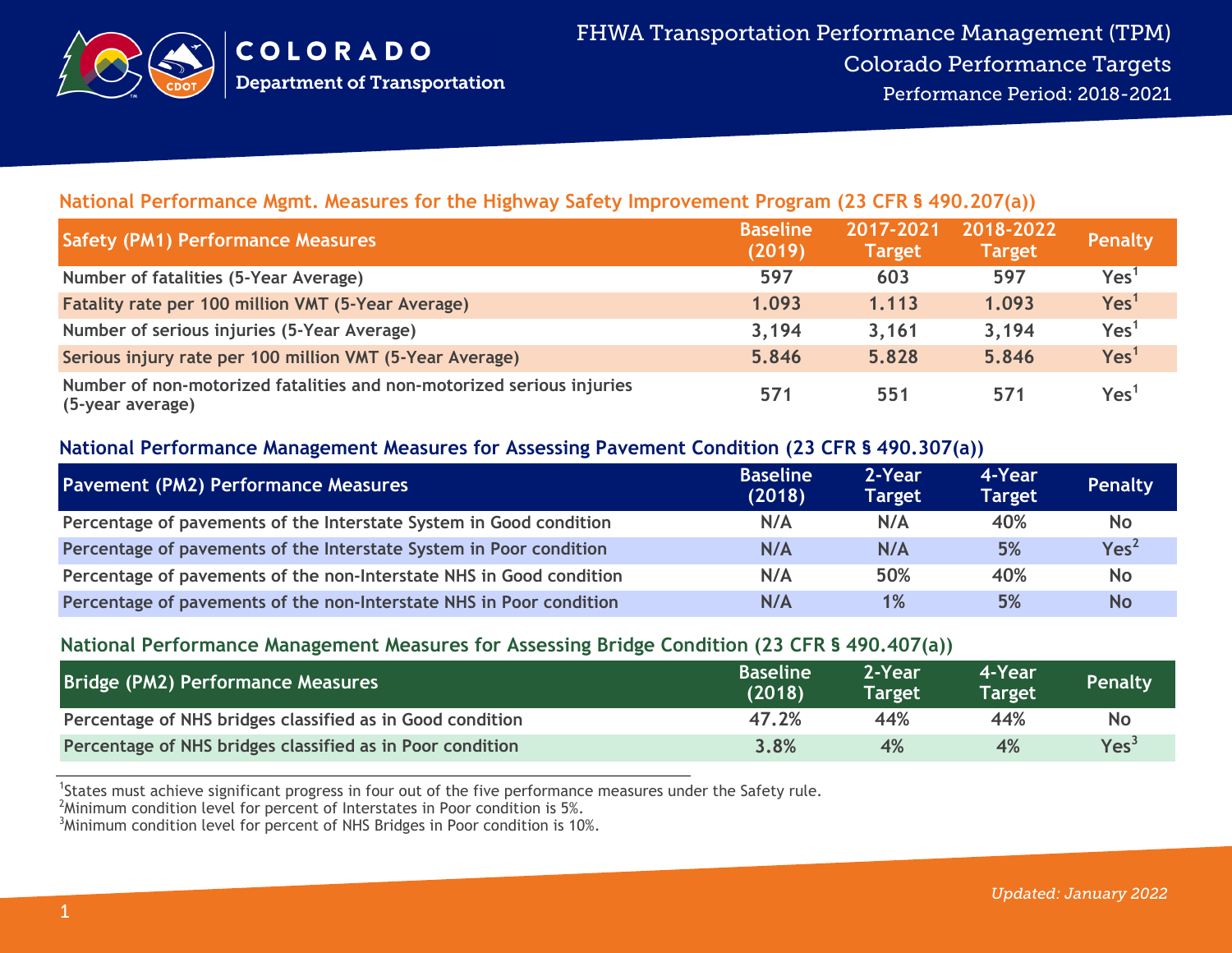COLORADO
Department of Transportation

# FHWA Transportation Performance Management (TPM)

## Colorado Performance Targets

Performance Period: 2018-2021

### National Performance Mgmt. Measures for the Highway Safety Improvement Program (23 CFR § 490.207(a))

| Safety (PM1) Performance Measures | Baseline (2019) | 2017-2021 Target | 2018-2022 Target | Penalty |
|---|---|---|---|---|
| Number of fatalities (5-Year Average) | 597 | 603 | 597 | Yes[1] |
| Fatality rate per 100 million VMT (5-Year Average) | 1.093 | 1.113 | 1.093 | Yes[1] |
| Number of serious injuries (5-Year Average) | 3,194 | 3,161 | 3,194 | Yes[1] |
| Serious injury rate per 100 million VMT (5-Year Average) | 5.846 | 5.828 | 5.846 | Yes[1] |
| Number of non-motorized fatalities and non-motorized serious injuries (5-year average) | 571 | 551 | 571 | Yes[1] |

### National Performance Management Measures for Assessing Pavement Condition (23 CFR § 490.307(a))

| Pavement (PM2) Performance Measures | Baseline (2018) | 2-Year Target | 4-Year Target | Penalty |
|---|---|---|---|---|
| Percentage of pavements of the Interstate System in Good condition | N/A | N/A | 40% | No |
| Percentage of pavements of the Interstate System in Poor condition | N/A | N/A | 5% | Yes[2] |
| Percentage of pavements of the non-Interstate NHS in Good condition | N/A | 50% | 40% | No |
| Percentage of pavements of the non-Interstate NHS in Poor condition | N/A | 1% | 5% | No |

### National Performance Management Measures for Assessing Bridge Condition (23 CFR § 490.407(a))

| Bridge (PM2) Performance Measures | Baseline (2018) | 2-Year Target | 4-Year Target | Penalty |
|---|---|---|---|---|
| Percentage of NHS bridges classified as in Good condition | 47.2% | 44% | 44% | No |
| Percentage of NHS bridges classified as in Poor condition | 3.8% | 4% | 4% | Yes[3] |

[1]States must achieve significant progress in four out of the five performance measures under the Safety rule.
[2]Minimum condition level for percent of Interstates in Poor condition is 5%.
[3]Minimum condition level for percent of NHS Bridges in Poor condition is 10%.

*Updated: January 2022*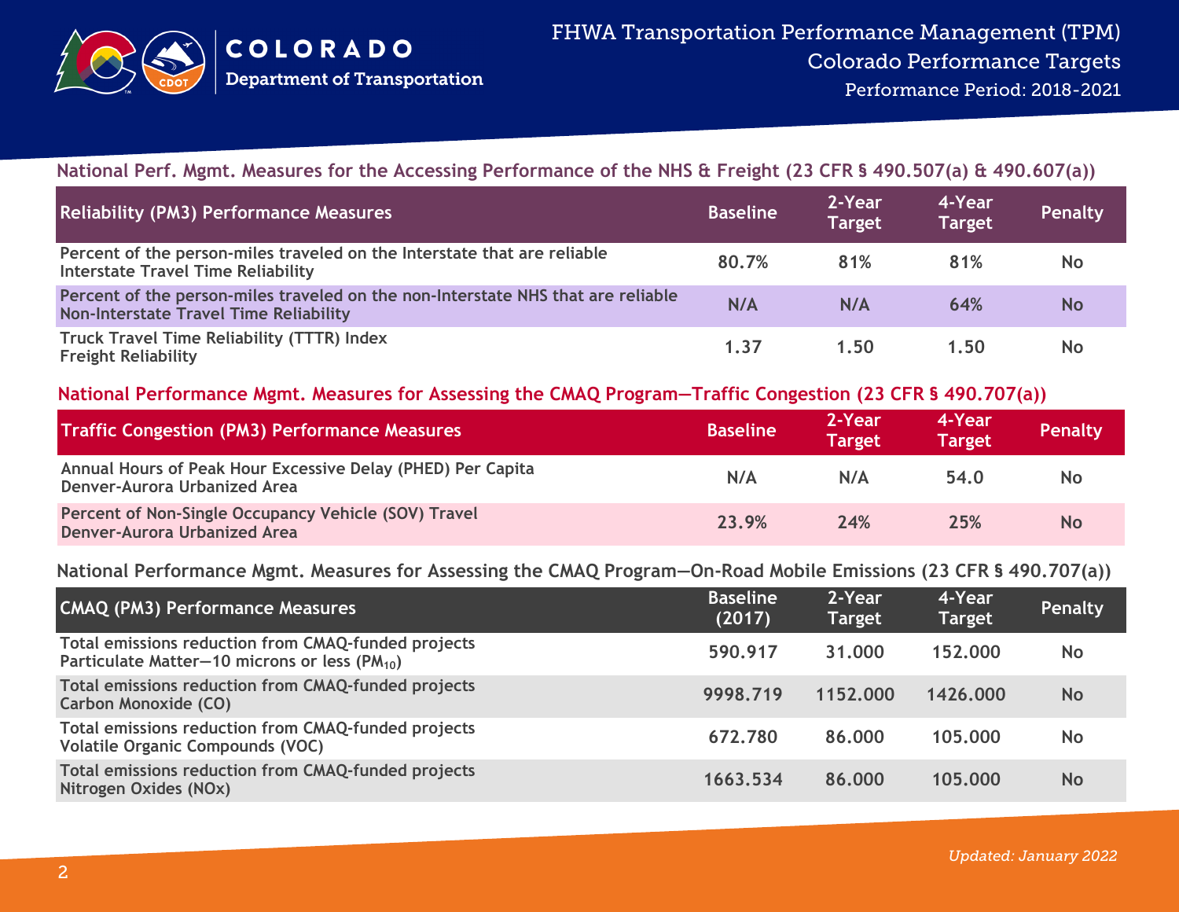COLORADO
Department of Transportation

FHWA Transportation Performance Management (TPM)
Colorado Performance Targets
Performance Period: 2018-2021

## National Perf. Mgmt. Measures for the Accessing Performance of the NHS & Freight (23 CFR § 490.507(a) & 490.607(a))

| Reliability (PM3) Performance Measures | Baseline | 2-Year Target | 4-Year Target | Penalty |
|---|---|---|---|---|
| Percent of the person-miles traveled on the Interstate that are reliable<br>Interstate Travel Time Reliability | 80.7% | 81% | 81% | No |
| Percent of the person-miles traveled on the non-Interstate NHS that are reliable<br>Non-Interstate Travel Time Reliability | N/A | N/A | 64% | No |
| Truck Travel Time Reliability (TTTR) Index<br>Freight Reliability | 1.37 | 1.50 | 1.50 | No |

## National Performance Mgmt. Measures for Assessing the CMAQ Program—Traffic Congestion (23 CFR § 490.707(a))

| Traffic Congestion (PM3) Performance Measures | Baseline | 2-Year Target | 4-Year Target | Penalty |
|---|---|---|---|---|
| Annual Hours of Peak Hour Excessive Delay (PHED) Per Capita<br>Denver-Aurora Urbanized Area | N/A | N/A | 54.0 | No |
| Percent of Non-Single Occupancy Vehicle (SOV) Travel<br>Denver-Aurora Urbanized Area | 23.9% | 24% | 25% | No |

## National Performance Mgmt. Measures for Assessing the CMAQ Program—On-Road Mobile Emissions (23 CFR § 490.707(a))

| CMAQ (PM3) Performance Measures | Baseline (2017) | 2-Year Target | 4-Year Target | Penalty |
|---|---|---|---|---|
| Total emissions reduction from CMAQ-funded projects<br>Particulate Matter—10 microns or less ($PM_{10}$) | 590.917 | 31.000 | 152.000 | No |
| Total emissions reduction from CMAQ-funded projects<br>Carbon Monoxide (CO) | 9998.719 | 1152.000 | 1426.000 | No |
| Total emissions reduction from CMAQ-funded projects<br>Volatile Organic Compounds (VOC) | 672.780 | 86.000 | 105.000 | No |
| Total emissions reduction from CMAQ-funded projects<br>Nitrogen Oxides (NOx) | 1663.534 | 86.000 | 105.000 | No |

*Updated: January 2022*